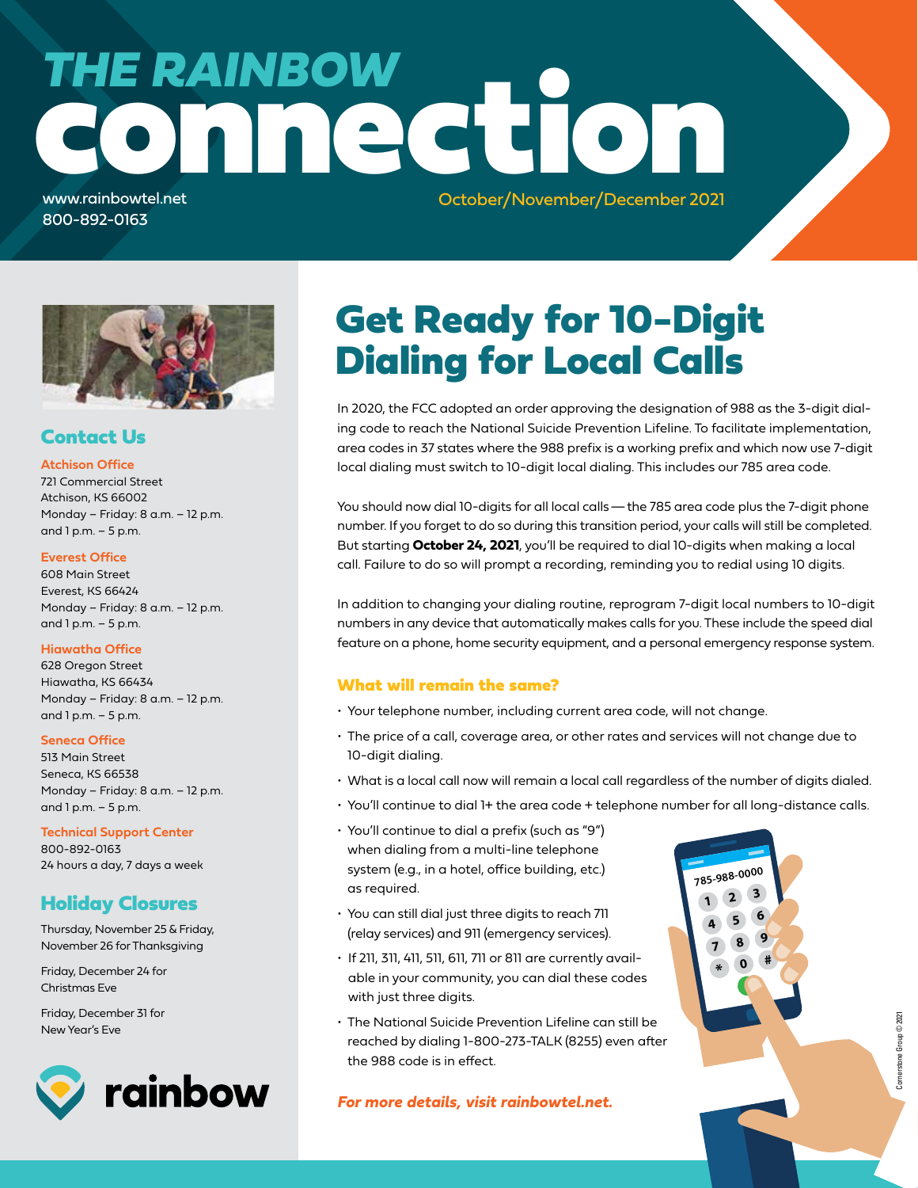# THE RAINBOW connection

www.rainbowtel.net
800-892-0163

October/November/December 2021

## Contact Us

**Atchison Office**
721 Commercial Street
Atchison, KS 66002
Monday – Friday: 8 a.m. – 12 p.m. and 1 p.m. – 5 p.m.

**Everest Office**
608 Main Street
Everest, KS 66424
Monday – Friday: 8 a.m. – 12 p.m. and 1 p.m. – 5 p.m.

**Hiawatha Office**
628 Oregon Street
Hiawatha, KS 66434
Monday – Friday: 8 a.m. – 12 p.m. and 1 p.m. – 5 p.m.

**Seneca Office**
513 Main Street
Seneca, KS 66538
Monday – Friday: 8 a.m. – 12 p.m. and 1 p.m. – 5 p.m.

**Technical Support Center**
800-892-0163
24 hours a day, 7 days a week

## Holiday Closures

Thursday, November 25 & Friday, November 26 for Thanksgiving

Friday, December 24 for Christmas Eve

Friday, December 31 for New Year's Eve

rainbow

# Get Ready for 10-Digit Dialing for Local Calls

In 2020, the FCC adopted an order approving the designation of 988 as the 3-digit dialing code to reach the National Suicide Prevention Lifeline. To facilitate implementation, area codes in 37 states where the 988 prefix is a working prefix and which now use 7-digit local dialing must switch to 10-digit local dialing. This includes our 785 area code.

You should now dial 10-digits for all local calls — the 785 area code plus the 7-digit phone number. If you forget to do so during this transition period, your calls will still be completed. But starting **October 24, 2021**, you'll be required to dial 10-digits when making a local call. Failure to do so will prompt a recording, reminding you to redial using 10 digits.

In addition to changing your dialing routine, reprogram 7-digit local numbers to 10-digit numbers in any device that automatically makes calls for you. These include the speed dial feature on a phone, home security equipment, and a personal emergency response system.

### What will remain the same?

- Your telephone number, including current area code, will not change.
- The price of a call, coverage area, or other rates and services will not change due to 10-digit dialing.
- What is a local call now will remain a local call regardless of the number of digits dialed.
- You'll continue to dial 1+ the area code + telephone number for all long-distance calls.
- You'll continue to dial a prefix (such as "9") when dialing from a multi-line telephone system (e.g., in a hotel, office building, etc.) as required.
- You can still dial just three digits to reach 711 (relay services) and 911 (emergency services).
- If 211, 311, 411, 511, 611, 711 or 811 are currently available in your community, you can dial these codes with just three digits.
- The National Suicide Prevention Lifeline can still be reached by dialing 1-800-273-TALK (8255) even after the 988 code is in effect.

***For more details, visit rainbowtel.net.***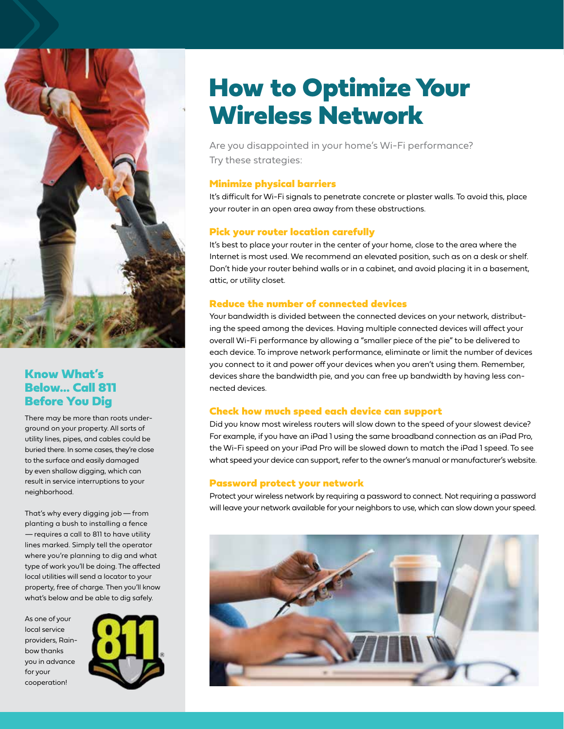# How to Optimize Your Wireless Network

Are you disappointed in your home's Wi-Fi performance? Try these strategies:

### Minimize physical barriers

It's difficult for Wi-Fi signals to penetrate concrete or plaster walls. To avoid this, place your router in an open area away from these obstructions.

### Pick your router location carefully

It's best to place your router in the center of your home, close to the area where the Internet is most used. We recommend an elevated position, such as on a desk or shelf. Don't hide your router behind walls or in a cabinet, and avoid placing it in a basement, attic, or utility closet.

### Reduce the number of connected devices

Your bandwidth is divided between the connected devices on your network, distributing the speed among the devices. Having multiple connected devices will affect your overall Wi-Fi performance by allowing a "smaller piece of the pie" to be delivered to each device. To improve network performance, eliminate or limit the number of devices you connect to it and power off your devices when you aren't using them. Remember, devices share the bandwidth pie, and you can free up bandwidth by having less connected devices.

### Check how much speed each device can support

Did you know most wireless routers will slow down to the speed of your slowest device? For example, if you have an iPad 1 using the same broadband connection as an iPad Pro, the Wi-Fi speed on your iPad Pro will be slowed down to match the iPad 1 speed. To see what speed your device can support, refer to the owner's manual or manufacturer's website.

### Password protect your network

Protect your wireless network by requiring a password to connect. Not requiring a password will leave your network available for your neighbors to use, which can slow down your speed.

## Know What's Below... Call 811 Before You Dig

There may be more than roots underground on your property. All sorts of utility lines, pipes, and cables could be buried there. In some cases, they're close to the surface and easily damaged by even shallow digging, which can result in service interruptions to your neighborhood.

That's why every digging job — from planting a bush to installing a fence — requires a call to 811 to have utility lines marked. Simply tell the operator where you're planning to dig and what type of work you'll be doing. The affected local utilities will send a locator to your property, free of charge. Then you'll know what's below and be able to dig safely.

As one of your local service providers, Rainbow thanks you in advance for your cooperation!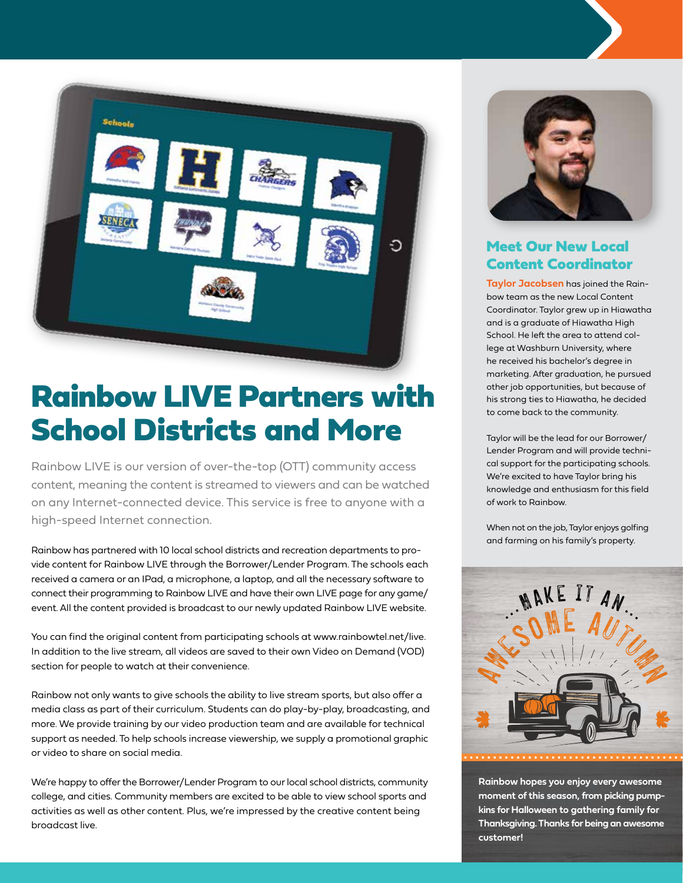# Rainbow LIVE Partners with School Districts and More

Rainbow LIVE is our version of over-the-top (OTT) community access content, meaning the content is streamed to viewers and can be watched on any Internet-connected device. This service is free to anyone with a high-speed Internet connection.

Rainbow has partnered with 10 local school districts and recreation departments to provide content for Rainbow LIVE through the Borrower/Lender Program. The schools each received a camera or an IPad, a microphone, a laptop, and all the necessary software to connect their programming to Rainbow LIVE and have their own LIVE page for any game/event. All the content provided is broadcast to our newly updated Rainbow LIVE website.

You can find the original content from participating schools at www.rainbowtel.net/live. In addition to the live stream, all videos are saved to their own Video on Demand (VOD) section for people to watch at their convenience.

Rainbow not only wants to give schools the ability to live stream sports, but also offer a media class as part of their curriculum. Students can do play-by-play, broadcasting, and more. We provide training by our video production team and are available for technical support as needed. To help schools increase viewership, we supply a promotional graphic or video to share on social media.

We're happy to offer the Borrower/Lender Program to our local school districts, community college, and cities. Community members are excited to be able to view school sports and activities as well as other content. Plus, we're impressed by the creative content being broadcast live.

## Meet Our New Local Content Coordinator

**Taylor Jacobsen** has joined the Rainbow team as the new Local Content Coordinator. Taylor grew up in Hiawatha and is a graduate of Hiawatha High School. He left the area to attend college at Washburn University, where he received his bachelor's degree in marketing. After graduation, he pursued other job opportunities, but because of his strong ties to Hiawatha, he decided to come back to the community.

Taylor will be the lead for our Borrower/Lender Program and will provide technical support for the participating schools. We're excited to have Taylor bring his knowledge and enthusiasm for this field of work to Rainbow.

When not on the job, Taylor enjoys golfing and farming on his family's property.

**Rainbow hopes you enjoy every awesome moment of this season, from picking pumpkins for Halloween to gathering family for Thanksgiving. Thanks for being an awesome customer!**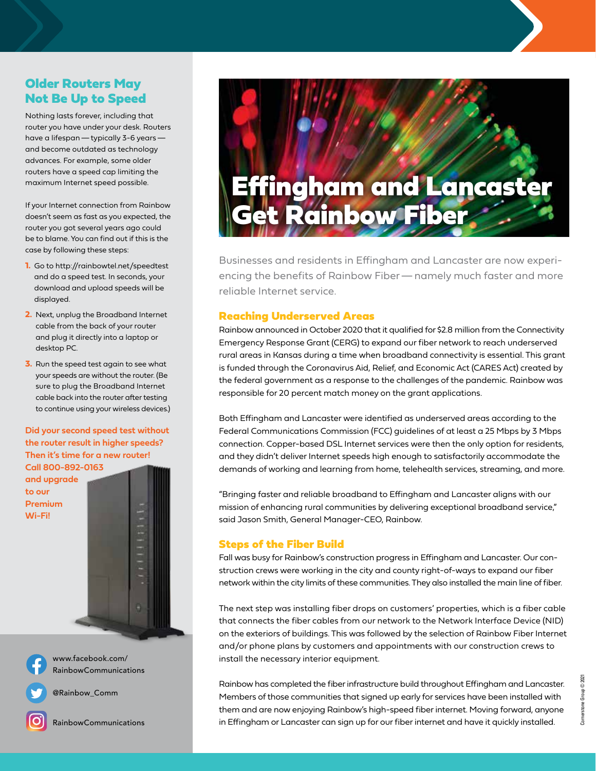## Older Routers May Not Be Up to Speed

Nothing lasts forever, including that router you have under your desk. Routers have a lifespan — typically 3-6 years — and become outdated as technology advances. For example, some older routers have a speed cap limiting the maximum Internet speed possible.

If your Internet connection from Rainbow doesn't seem as fast as you expected, the router you got several years ago could be to blame. You can find out if this is the case by following these steps:

1. Go to http://rainbowtel.net/speedtest and do a speed test. In seconds, your download and upload speeds will be displayed.
2. Next, unplug the Broadband Internet cable from the back of your router and plug it directly into a laptop or desktop PC.
3. Run the speed test again to see what your speeds are without the router. (Be sure to plug the Broadband Internet cable back into the router after testing to continue using your wireless devices.)

**Did your second speed test without the router result in higher speeds? Then it's time for a new router! Call 800-892-0163 and upgrade to our Premium Wi-Fi!**

www.facebook.com/RainbowCommunications

@Rainbow_Comm

RainbowCommunications

# Effingham and Lancaster Get Rainbow Fiber

Businesses and residents in Effingham and Lancaster are now experiencing the benefits of Rainbow Fiber — namely much faster and more reliable Internet service.

### Reaching Underserved Areas

Rainbow announced in October 2020 that it qualified for $2.8 million from the Connectivity Emergency Response Grant (CERG) to expand our fiber network to reach underserved rural areas in Kansas during a time when broadband connectivity is essential. This grant is funded through the Coronavirus Aid, Relief, and Economic Act (CARES Act) created by the federal government as a response to the challenges of the pandemic. Rainbow was responsible for 20 percent match money on the grant applications.

Both Effingham and Lancaster were identified as underserved areas according to the Federal Communications Commission (FCC) guidelines of at least a 25 Mbps by 3 Mbps connection. Copper-based DSL Internet services were then the only option for residents, and they didn't deliver Internet speeds high enough to satisfactorily accommodate the demands of working and learning from home, telehealth services, streaming, and more.

"Bringing faster and reliable broadband to Effingham and Lancaster aligns with our mission of enhancing rural communities by delivering exceptional broadband service," said Jason Smith, General Manager-CEO, Rainbow.

### Steps of the Fiber Build

Fall was busy for Rainbow's construction progress in Effingham and Lancaster. Our construction crews were working in the city and county right-of-ways to expand our fiber network within the city limits of these communities. They also installed the main line of fiber.

The next step was installing fiber drops on customers' properties, which is a fiber cable that connects the fiber cables from our network to the Network Interface Device (NID) on the exteriors of buildings. This was followed by the selection of Rainbow Fiber Internet and/or phone plans by customers and appointments with our construction crews to install the necessary interior equipment.

Rainbow has completed the fiber infrastructure build throughout Effingham and Lancaster. Members of those communities that signed up early for services have been installed with them and are now enjoying Rainbow's high-speed fiber internet. Moving forward, anyone in Effingham or Lancaster can sign up for our fiber internet and have it quickly installed.

Cornerstone Group © 2021